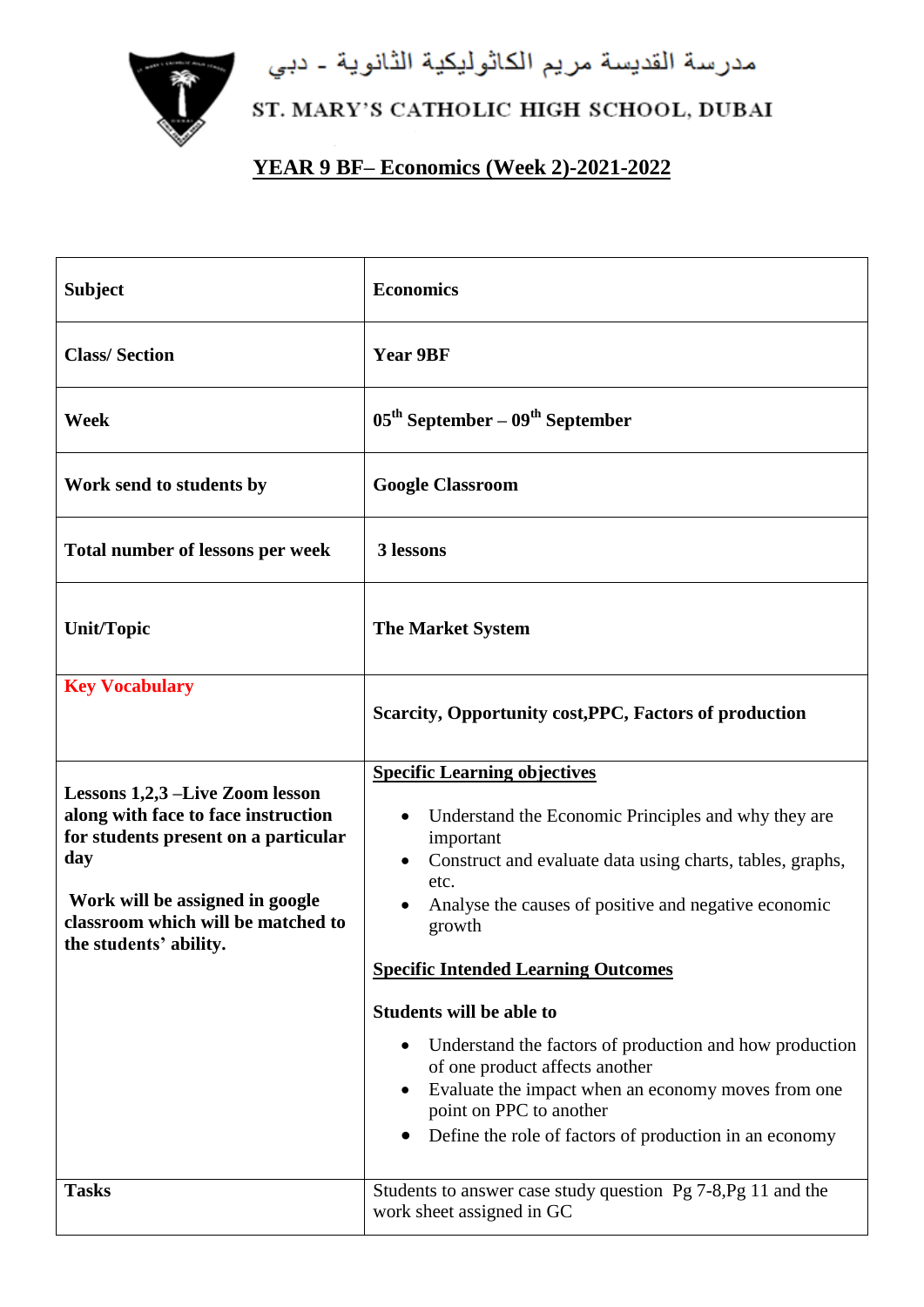مدرسة القديسة مريم الكاثوليكية الثانوية - دبي

ST. MARY'S CATHOLIC HIGH SCHOOL, DUBAI

# YEAR 9 BF– Economics (Week 2)-2021-2022

| **Subject** | **Economics** |
|---|---|
| **Class/ Section** | **Year 9BF** |
| **Week** | **05th September – 09th September** |
| **Work send to students by** | **Google Classroom** |
| **Total number of lessons per week** | **3 lessons** |
| **Unit/Topic** | **The Market System** |
| **Key Vocabulary** | **Scarcity, Opportunity cost,PPC, Factors of production** |
| **Lessons 1,2,3 –Live Zoom lesson along with face to face instruction for students present on a particular day**<br><br>**Work will be assigned in google classroom which will be matched to the students' ability.** | **Specific Learning objectives**<br><br>• Understand the Economic Principles and why they are important<br>• Construct and evaluate data using charts, tables, graphs, etc.<br>• Analyse the causes of positive and negative economic growth<br><br>**Specific Intended Learning Outcomes**<br><br>**Students will be able to**<br><br>• Understand the factors of production and how production of one product affects another<br>• Evaluate the impact when an economy moves from one point on PPC to another<br>• Define the role of factors of production in an economy |
| **Tasks** | Students to answer case study question Pg 7-8,Pg 11 and the work sheet assigned in GC |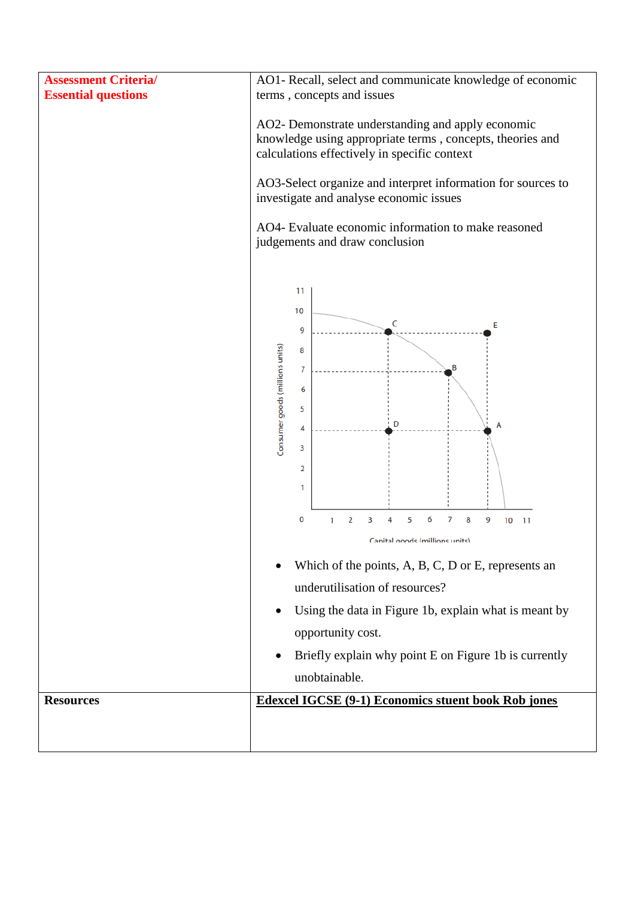| | |
|---|---|
| **Assessment Criteria/ Essential questions** | AO1- Recall, select and communicate knowledge of economic terms , concepts and issues<br><br>AO2- Demonstrate understanding and apply economic knowledge using appropriate terms , concepts, theories and calculations effectively in specific context<br><br>AO3-Select organize and interpret information for sources to investigate and analyse economic issues<br><br>AO4- Evaluate economic information to make reasoned judgements and draw conclusion<br><br>Consumer goods (millions units)<br>Capital goods (millions units)<br>0 1 2 3 4 5 6 7 8 9 10 11<br>A B C D E<br><br>• Which of the points, A, B, C, D or E, represents an underutilisation of resources?<br>• Using the data in Figure 1b, explain what is meant by opportunity cost.<br>• Briefly explain why point E on Figure 1b is currently unobtainable. |
| **Resources** | **Edexcel IGCSE (9-1) Economics stuent book Rob jones** |